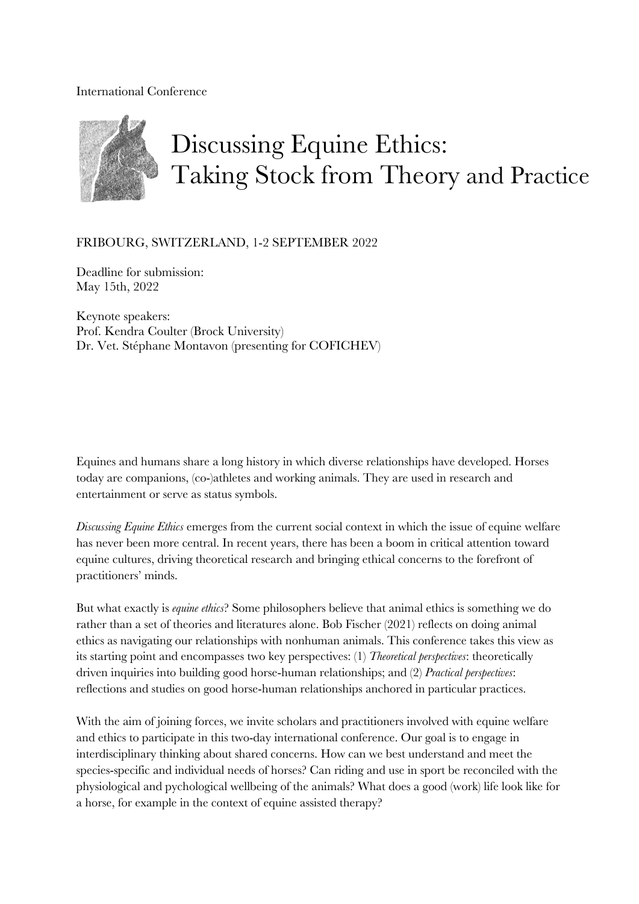International Conference

# Discussing Equine Ethics: Taking Stock from Theory and Practice

FRIBOURG, SWITZERLAND, 1-2 SEPTEMBER 2022

Deadline for submission:
May 15th, 2022

Keynote speakers:
Prof. Kendra Coulter (Brock University)
Dr. Vet. Stéphane Montavon (presenting for COFICHEV)

Equines and humans share a long history in which diverse relationships have developed. Horses today are companions, (co-)athletes and working animals. They are used in research and entertainment or serve as status symbols.

*Discussing Equine Ethics* emerges from the current social context in which the issue of equine welfare has never been more central. In recent years, there has been a boom in critical attention toward equine cultures, driving theoretical research and bringing ethical concerns to the forefront of practitioners' minds.

But what exactly is *equine ethics*? Some philosophers believe that animal ethics is something we do rather than a set of theories and literatures alone. Bob Fischer (2021) reflects on doing animal ethics as navigating our relationships with nonhuman animals. This conference takes this view as its starting point and encompasses two key perspectives: (1) *Theoretical perspectives*: theoretically driven inquiries into building good horse-human relationships; and (2) *Practical perspectives*: reflections and studies on good horse-human relationships anchored in particular practices.

With the aim of joining forces, we invite scholars and practitioners involved with equine welfare and ethics to participate in this two-day international conference. Our goal is to engage in interdisciplinary thinking about shared concerns. How can we best understand and meet the species-specific and individual needs of horses? Can riding and use in sport be reconciled with the physiological and pychological wellbeing of the animals? What does a good (work) life look like for a horse, for example in the context of equine assisted therapy?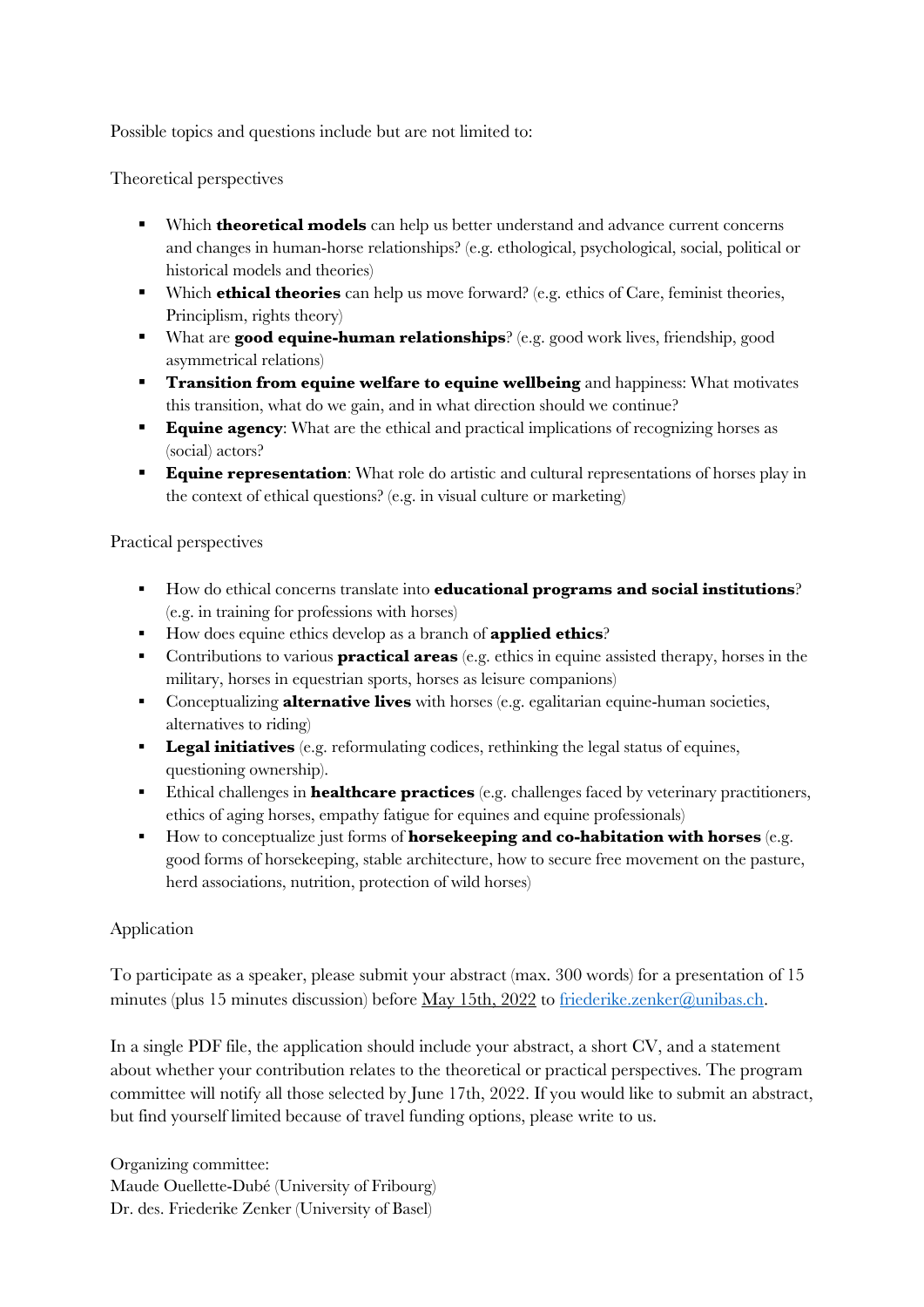Possible topics and questions include but are not limited to:

Theoretical perspectives

- Which **theoretical models** can help us better understand and advance current concerns and changes in human-horse relationships? (e.g. ethological, psychological, social, political or historical models and theories)
- Which **ethical theories** can help us move forward? (e.g. ethics of Care, feminist theories, Principlism, rights theory)
- What are **good equine-human relationships**? (e.g. good work lives, friendship, good asymmetrical relations)
- **Transition from equine welfare to equine wellbeing** and happiness: What motivates this transition, what do we gain, and in what direction should we continue?
- **Equine agency**: What are the ethical and practical implications of recognizing horses as (social) actors?
- **Equine representation**: What role do artistic and cultural representations of horses play in the context of ethical questions? (e.g. in visual culture or marketing)

Practical perspectives

- How do ethical concerns translate into **educational programs and social institutions**? (e.g. in training for professions with horses)
- How does equine ethics develop as a branch of **applied ethics**?
- Contributions to various **practical areas** (e.g. ethics in equine assisted therapy, horses in the military, horses in equestrian sports, horses as leisure companions)
- Conceptualizing **alternative lives** with horses (e.g. egalitarian equine-human societies, alternatives to riding)
- **Legal initiatives** (e.g. reformulating codices, rethinking the legal status of equines, questioning ownership).
- Ethical challenges in **healthcare practices** (e.g. challenges faced by veterinary practitioners, ethics of aging horses, empathy fatigue for equines and equine professionals)
- How to conceptualize just forms of **horsekeeping and co-habitation with horses** (e.g. good forms of horsekeeping, stable architecture, how to secure free movement on the pasture, herd associations, nutrition, protection of wild horses)

Application

To participate as a speaker, please submit your abstract (max. 300 words) for a presentation of 15 minutes (plus 15 minutes discussion) before May 15th, 2022 to friederike.zenker@unibas.ch.

In a single PDF file, the application should include your abstract, a short CV, and a statement about whether your contribution relates to the theoretical or practical perspectives. The program committee will notify all those selected by June 17th, 2022. If you would like to submit an abstract, but find yourself limited because of travel funding options, please write to us.

Organizing committee:
Maude Ouellette-Dubé (University of Fribourg)
Dr. des. Friederike Zenker (University of Basel)